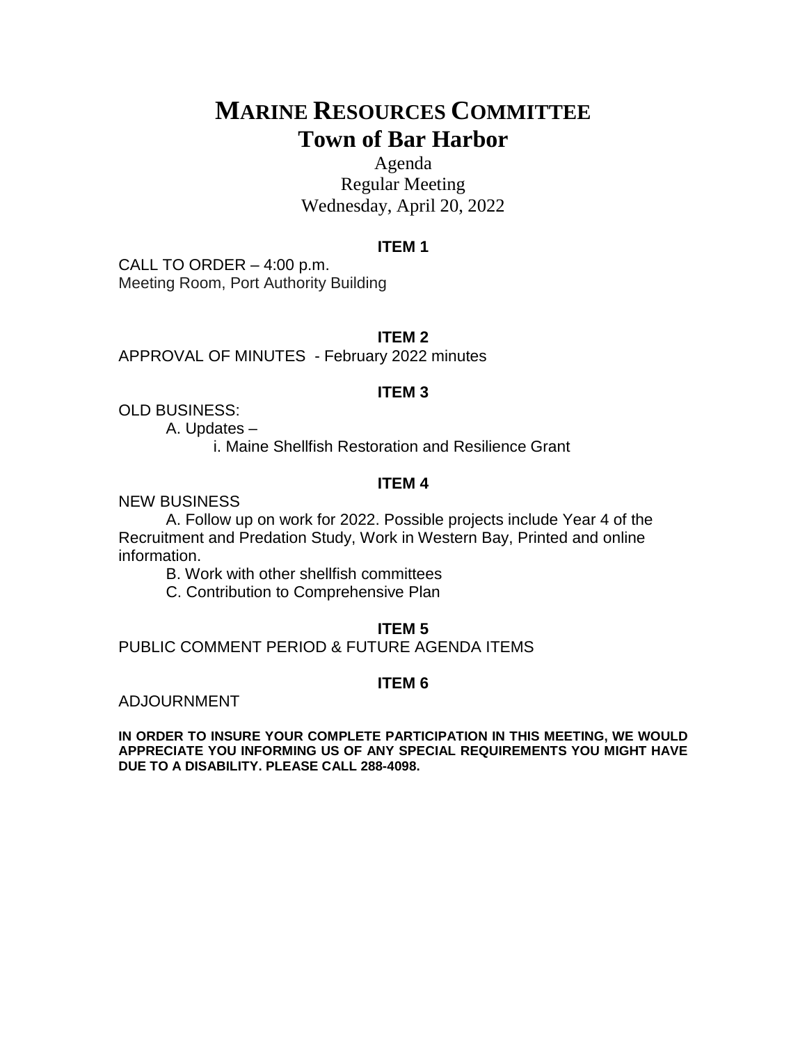# MARINE RESOURCES COMMITTEE
# Town of Bar Harbor

Agenda
Regular Meeting
Wednesday, April 20, 2022

**ITEM 1**

CALL TO ORDER – 4:00 p.m.
Meeting Room, Port Authority Building

**ITEM 2**

APPROVAL OF MINUTES - February 2022 minutes

**ITEM 3**

OLD BUSINESS:

A. Updates –

i. Maine Shellfish Restoration and Resilience Grant

**ITEM 4**

NEW BUSINESS

A. Follow up on work for 2022. Possible projects include Year 4 of the Recruitment and Predation Study, Work in Western Bay, Printed and online information.

B. Work with other shellfish committees

C. Contribution to Comprehensive Plan

**ITEM 5**

PUBLIC COMMENT PERIOD & FUTURE AGENDA ITEMS

**ITEM 6**

ADJOURNMENT

**IN ORDER TO INSURE YOUR COMPLETE PARTICIPATION IN THIS MEETING, WE WOULD APPRECIATE YOU INFORMING US OF ANY SPECIAL REQUIREMENTS YOU MIGHT HAVE DUE TO A DISABILITY. PLEASE CALL 288-4098.**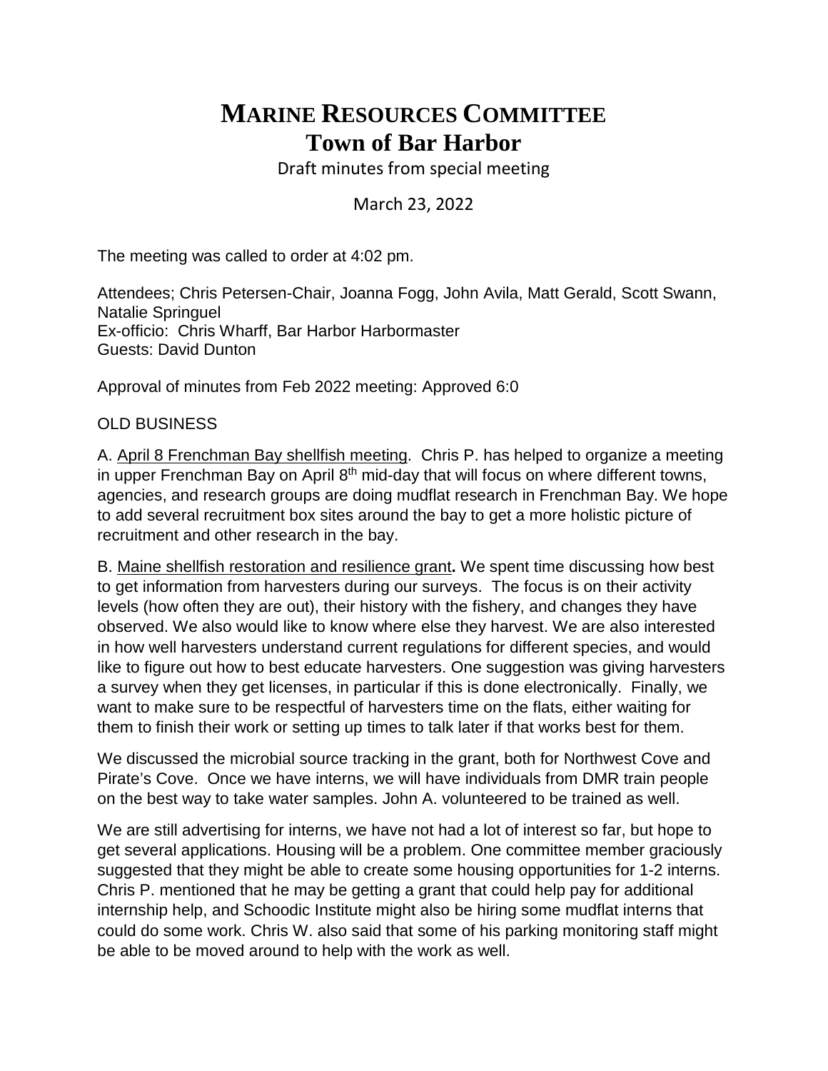# MARINE RESOURCES COMMITTEE
# Town of Bar Harbor

Draft minutes from special meeting

March 23, 2022

The meeting was called to order at 4:02 pm.

Attendees; Chris Petersen-Chair, Joanna Fogg, John Avila, Matt Gerald, Scott Swann, Natalie Springuel
Ex-officio: Chris Wharff, Bar Harbor Harbormaster
Guests: David Dunton

Approval of minutes from Feb 2022 meeting: Approved 6:0

OLD BUSINESS

A. April 8 Frenchman Bay shellfish meeting. Chris P. has helped to organize a meeting in upper Frenchman Bay on April 8th mid-day that will focus on where different towns, agencies, and research groups are doing mudflat research in Frenchman Bay. We hope to add several recruitment box sites around the bay to get a more holistic picture of recruitment and other research in the bay.

B. Maine shellfish restoration and resilience grant**.** We spent time discussing how best to get information from harvesters during our surveys. The focus is on their activity levels (how often they are out), their history with the fishery, and changes they have observed. We also would like to know where else they harvest. We are also interested in how well harvesters understand current regulations for different species, and would like to figure out how to best educate harvesters. One suggestion was giving harvesters a survey when they get licenses, in particular if this is done electronically. Finally, we want to make sure to be respectful of harvesters time on the flats, either waiting for them to finish their work or setting up times to talk later if that works best for them.

We discussed the microbial source tracking in the grant, both for Northwest Cove and Pirate's Cove. Once we have interns, we will have individuals from DMR train people on the best way to take water samples. John A. volunteered to be trained as well.

We are still advertising for interns, we have not had a lot of interest so far, but hope to get several applications. Housing will be a problem. One committee member graciously suggested that they might be able to create some housing opportunities for 1-2 interns. Chris P. mentioned that he may be getting a grant that could help pay for additional internship help, and Schoodic Institute might also be hiring some mudflat interns that could do some work. Chris W. also said that some of his parking monitoring staff might be able to be moved around to help with the work as well.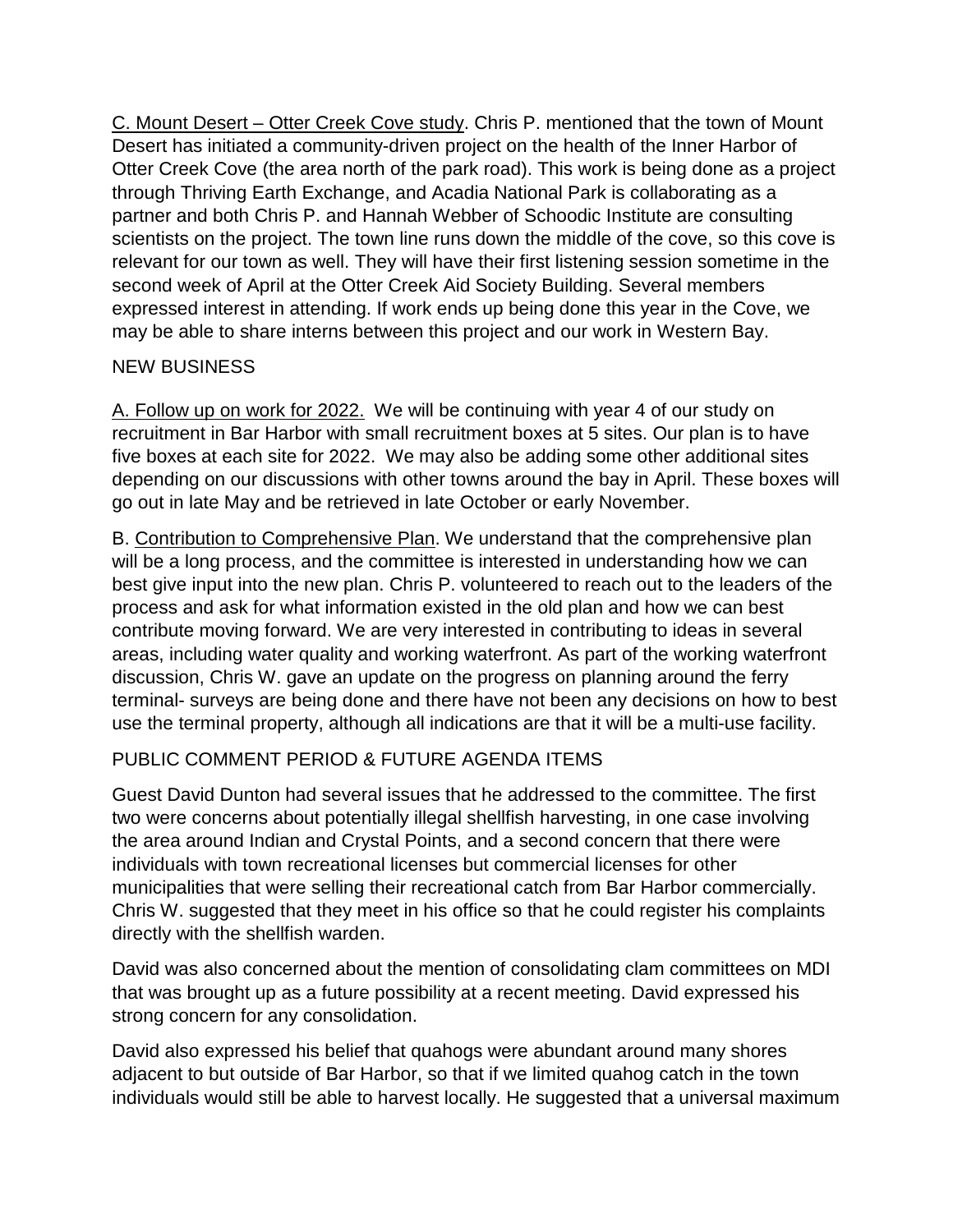C. Mount Desert – Otter Creek Cove study. Chris P. mentioned that the town of Mount Desert has initiated a community-driven project on the health of the Inner Harbor of Otter Creek Cove (the area north of the park road). This work is being done as a project through Thriving Earth Exchange, and Acadia National Park is collaborating as a partner and both Chris P. and Hannah Webber of Schoodic Institute are consulting scientists on the project. The town line runs down the middle of the cove, so this cove is relevant for our town as well. They will have their first listening session sometime in the second week of April at the Otter Creek Aid Society Building. Several members expressed interest in attending. If work ends up being done this year in the Cove, we may be able to share interns between this project and our work in Western Bay.

NEW BUSINESS

A. Follow up on work for 2022. We will be continuing with year 4 of our study on recruitment in Bar Harbor with small recruitment boxes at 5 sites. Our plan is to have five boxes at each site for 2022. We may also be adding some other additional sites depending on our discussions with other towns around the bay in April. These boxes will go out in late May and be retrieved in late October or early November.

B. Contribution to Comprehensive Plan. We understand that the comprehensive plan will be a long process, and the committee is interested in understanding how we can best give input into the new plan. Chris P. volunteered to reach out to the leaders of the process and ask for what information existed in the old plan and how we can best contribute moving forward. We are very interested in contributing to ideas in several areas, including water quality and working waterfront. As part of the working waterfront discussion, Chris W. gave an update on the progress on planning around the ferry terminal- surveys are being done and there have not been any decisions on how to best use the terminal property, although all indications are that it will be a multi-use facility.

PUBLIC COMMENT PERIOD & FUTURE AGENDA ITEMS

Guest David Dunton had several issues that he addressed to the committee. The first two were concerns about potentially illegal shellfish harvesting, in one case involving the area around Indian and Crystal Points, and a second concern that there were individuals with town recreational licenses but commercial licenses for other municipalities that were selling their recreational catch from Bar Harbor commercially. Chris W. suggested that they meet in his office so that he could register his complaints directly with the shellfish warden.

David was also concerned about the mention of consolidating clam committees on MDI that was brought up as a future possibility at a recent meeting. David expressed his strong concern for any consolidation.

David also expressed his belief that quahogs were abundant around many shores adjacent to but outside of Bar Harbor, so that if we limited quahog catch in the town individuals would still be able to harvest locally. He suggested that a universal maximum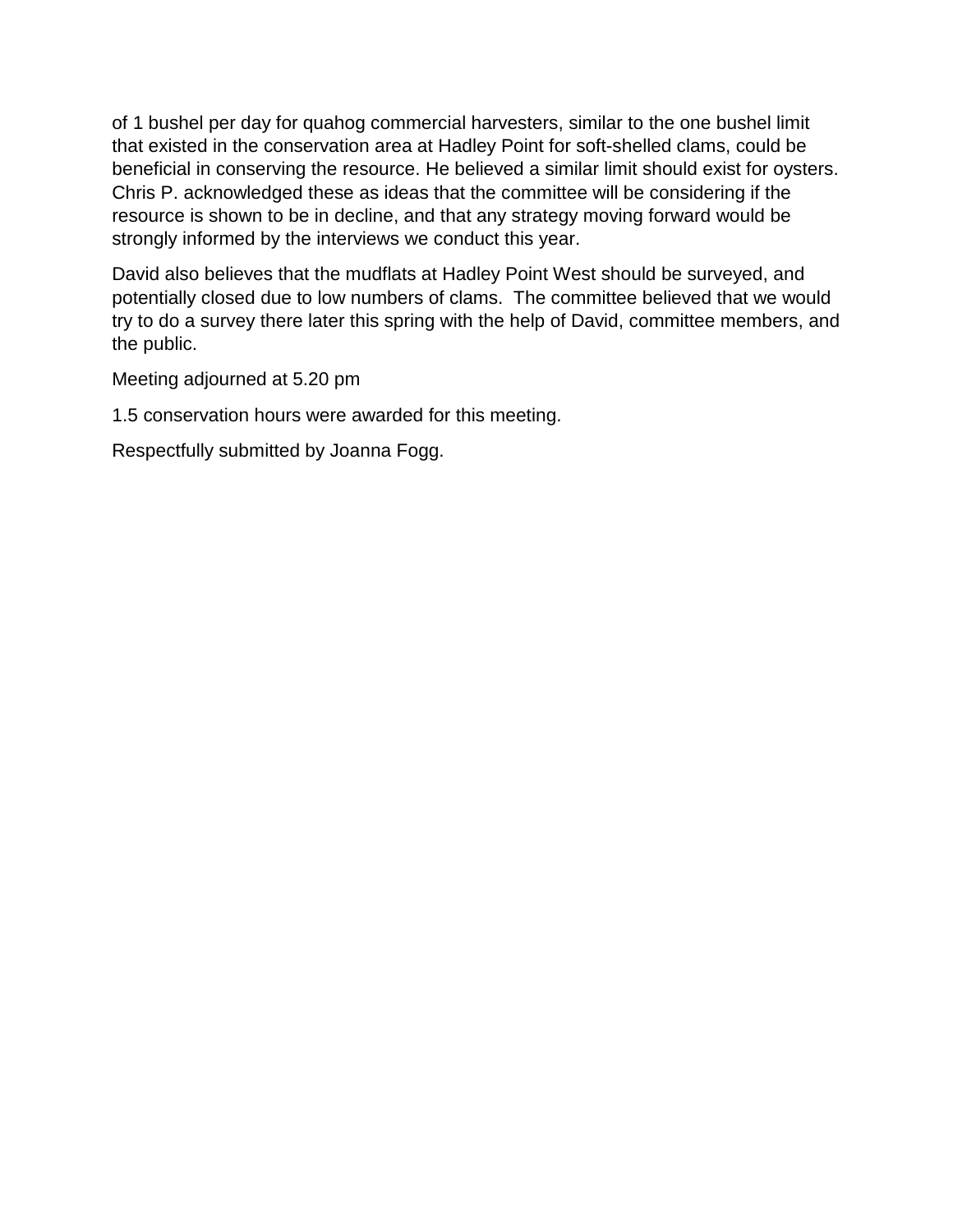of 1 bushel per day for quahog commercial harvesters, similar to the one bushel limit that existed in the conservation area at Hadley Point for soft-shelled clams, could be beneficial in conserving the resource. He believed a similar limit should exist for oysters. Chris P. acknowledged these as ideas that the committee will be considering if the resource is shown to be in decline, and that any strategy moving forward would be strongly informed by the interviews we conduct this year.

David also believes that the mudflats at Hadley Point West should be surveyed, and potentially closed due to low numbers of clams. The committee believed that we would try to do a survey there later this spring with the help of David, committee members, and the public.

Meeting adjourned at 5.20 pm

1.5 conservation hours were awarded for this meeting.

Respectfully submitted by Joanna Fogg.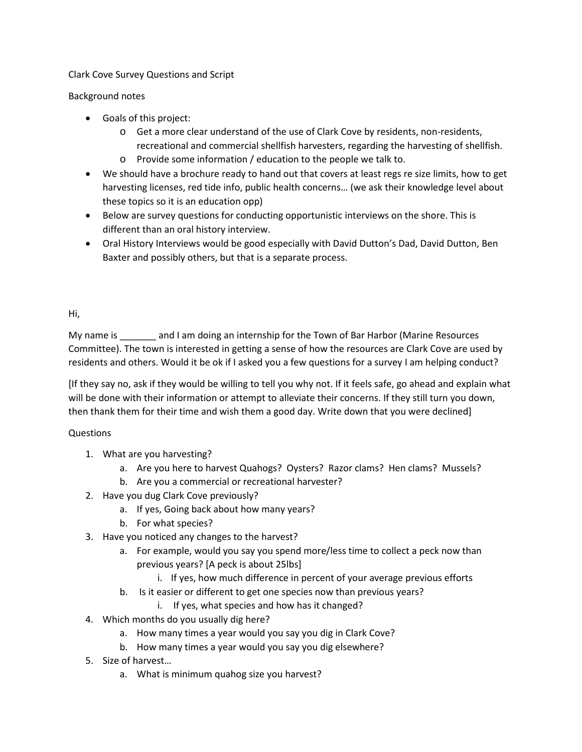Clark Cove Survey Questions and Script

Background notes

- Goals of this project:
  - Get a more clear understand of the use of Clark Cove by residents, non-residents, recreational and commercial shellfish harvesters, regarding the harvesting of shellfish.
  - Provide some information / education to the people we talk to.
- We should have a brochure ready to hand out that covers at least regs re size limits, how to get harvesting licenses, red tide info, public health concerns… (we ask their knowledge level about these topics so it is an education opp)
- Below are survey questions for conducting opportunistic interviews on the shore. This is different than an oral history interview.
- Oral History Interviews would be good especially with David Dutton's Dad, David Dutton, Ben Baxter and possibly others, but that is a separate process.

Hi,

My name is _______ and I am doing an internship for the Town of Bar Harbor (Marine Resources Committee). The town is interested in getting a sense of how the resources are Clark Cove are used by residents and others. Would it be ok if I asked you a few questions for a survey I am helping conduct?

[If they say no, ask if they would be willing to tell you why not. If it feels safe, go ahead and explain what will be done with their information or attempt to alleviate their concerns. If they still turn you down, then thank them for their time and wish them a good day. Write down that you were declined]

Questions

1. What are you harvesting?
   a. Are you here to harvest Quahogs? Oysters? Razor clams? Hen clams? Mussels?
   b. Are you a commercial or recreational harvester?
2. Have you dug Clark Cove previously?
   a. If yes, Going back about how many years?
   b. For what species?
3. Have you noticed any changes to the harvest?
   a. For example, would you say you spend more/less time to collect a peck now than previous years? [A peck is about 25lbs]
      i. If yes, how much difference in percent of your average previous efforts
   b. Is it easier or different to get one species now than previous years?
      i. If yes, what species and how has it changed?
4. Which months do you usually dig here?
   a. How many times a year would you say you dig in Clark Cove?
   b. How many times a year would you say you dig elsewhere?
5. Size of harvest…
   a. What is minimum quahog size you harvest?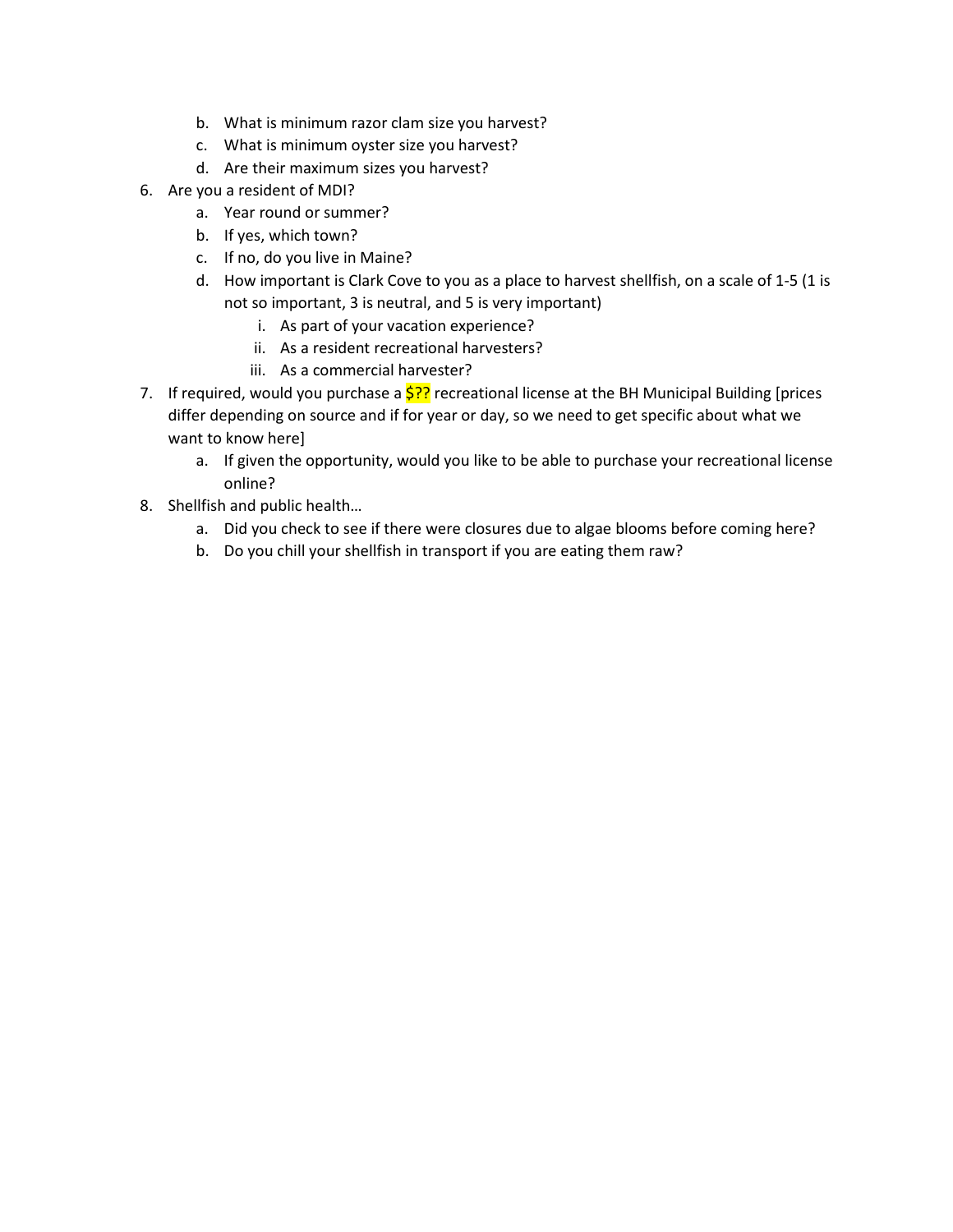b. What is minimum razor clam size you harvest?
   c. What is minimum oyster size you harvest?
   d. Are their maximum sizes you harvest?
6. Are you a resident of MDI?
   a. Year round or summer?
   b. If yes, which town?
   c. If no, do you live in Maine?
   d. How important is Clark Cove to you as a place to harvest shellfish, on a scale of 1-5 (1 is not so important, 3 is neutral, and 5 is very important)
      i. As part of your vacation experience?
      ii. As a resident recreational harvesters?
      iii. As a commercial harvester?
7. If required, would you purchase a $?? recreational license at the BH Municipal Building [prices differ depending on source and if for year or day, so we need to get specific about what we want to know here]
   a. If given the opportunity, would you like to be able to purchase your recreational license online?
8. Shellfish and public health…
   a. Did you check to see if there were closures due to algae blooms before coming here?
   b. Do you chill your shellfish in transport if you are eating them raw?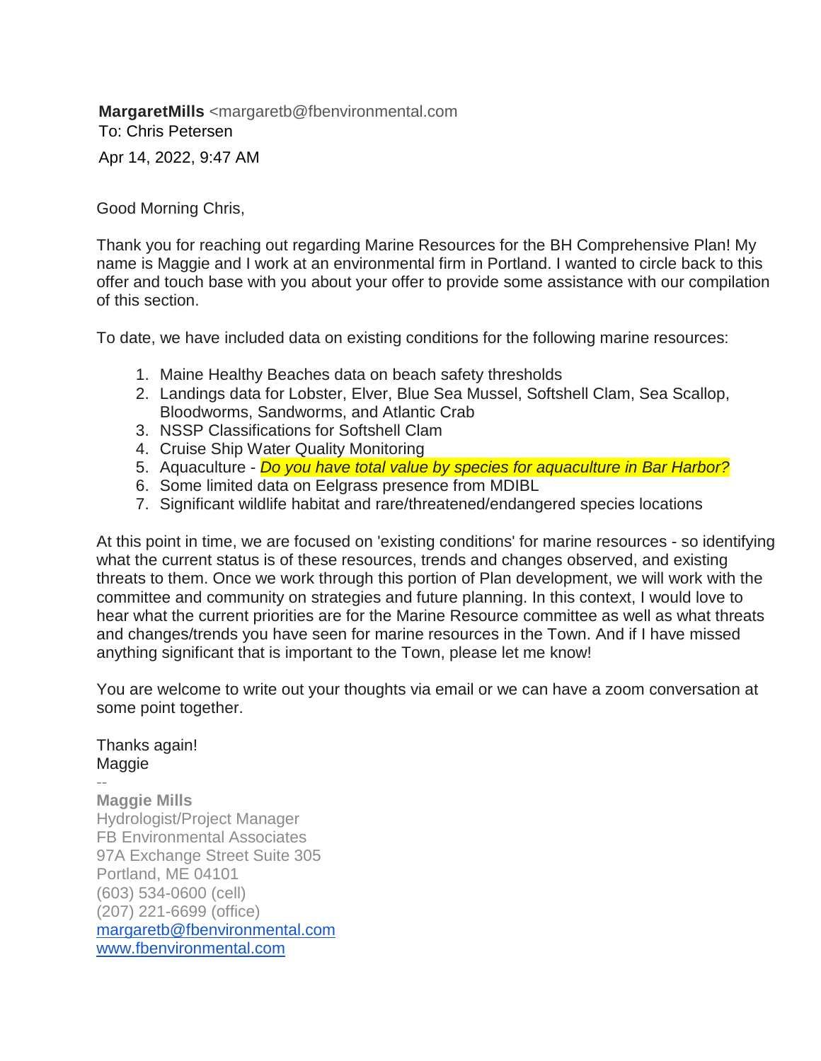**MargaretMills** <margaretb@fbenvironmental.com
To: Chris Petersen
Apr 14, 2022, 9:47 AM

Good Morning Chris,

Thank you for reaching out regarding Marine Resources for the BH Comprehensive Plan! My name is Maggie and I work at an environmental firm in Portland. I wanted to circle back to this offer and touch base with you about your offer to provide some assistance with our compilation of this section.

To date, we have included data on existing conditions for the following marine resources:

1. Maine Healthy Beaches data on beach safety thresholds
2. Landings data for Lobster, Elver, Blue Sea Mussel, Softshell Clam, Sea Scallop, Bloodworms, Sandworms, and Atlantic Crab
3. NSSP Classifications for Softshell Clam
4. Cruise Ship Water Quality Monitoring
5. Aquaculture - *Do you have total value by species for aquaculture in Bar Harbor?*
6. Some limited data on Eelgrass presence from MDIBL
7. Significant wildlife habitat and rare/threatened/endangered species locations

At this point in time, we are focused on 'existing conditions' for marine resources - so identifying what the current status is of these resources, trends and changes observed, and existing threats to them. Once we work through this portion of Plan development, we will work with the committee and community on strategies and future planning. In this context, I would love to hear what the current priorities are for the Marine Resource committee as well as what threats and changes/trends you have seen for marine resources in the Town. And if I have missed anything significant that is important to the Town, please let me know!

You are welcome to write out your thoughts via email or we can have a zoom conversation at some point together.

Thanks again!
Maggie

--

**Maggie Mills**
Hydrologist/Project Manager
FB Environmental Associates
97A Exchange Street Suite 305
Portland, ME 04101
(603) 534-0600 (cell)
(207) 221-6699 (office)
margaretb@fbenvironmental.com
www.fbenvironmental.com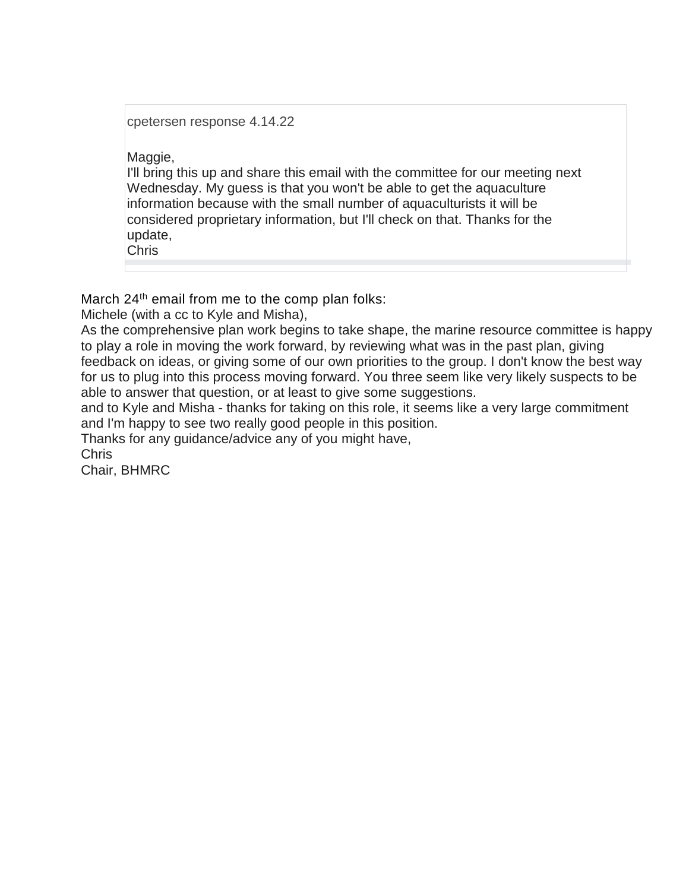cpetersen response 4.14.22

Maggie,
I'll bring this up and share this email with the committee for our meeting next Wednesday. My guess is that you won't be able to get the aquaculture information because with the small number of aquaculturists it will be considered proprietary information, but I'll check on that. Thanks for the update,
Chris

March 24th email from me to the comp plan folks:
Michele (with a cc to Kyle and Misha),
As the comprehensive plan work begins to take shape, the marine resource committee is happy to play a role in moving the work forward, by reviewing what was in the past plan, giving feedback on ideas, or giving some of our own priorities to the group. I don't know the best way for us to plug into this process moving forward. You three seem like very likely suspects to be able to answer that question, or at least to give some suggestions.
and to Kyle and Misha - thanks for taking on this role, it seems like a very large commitment and I'm happy to see two really good people in this position.
Thanks for any guidance/advice any of you might have,
Chris
Chair, BHMRC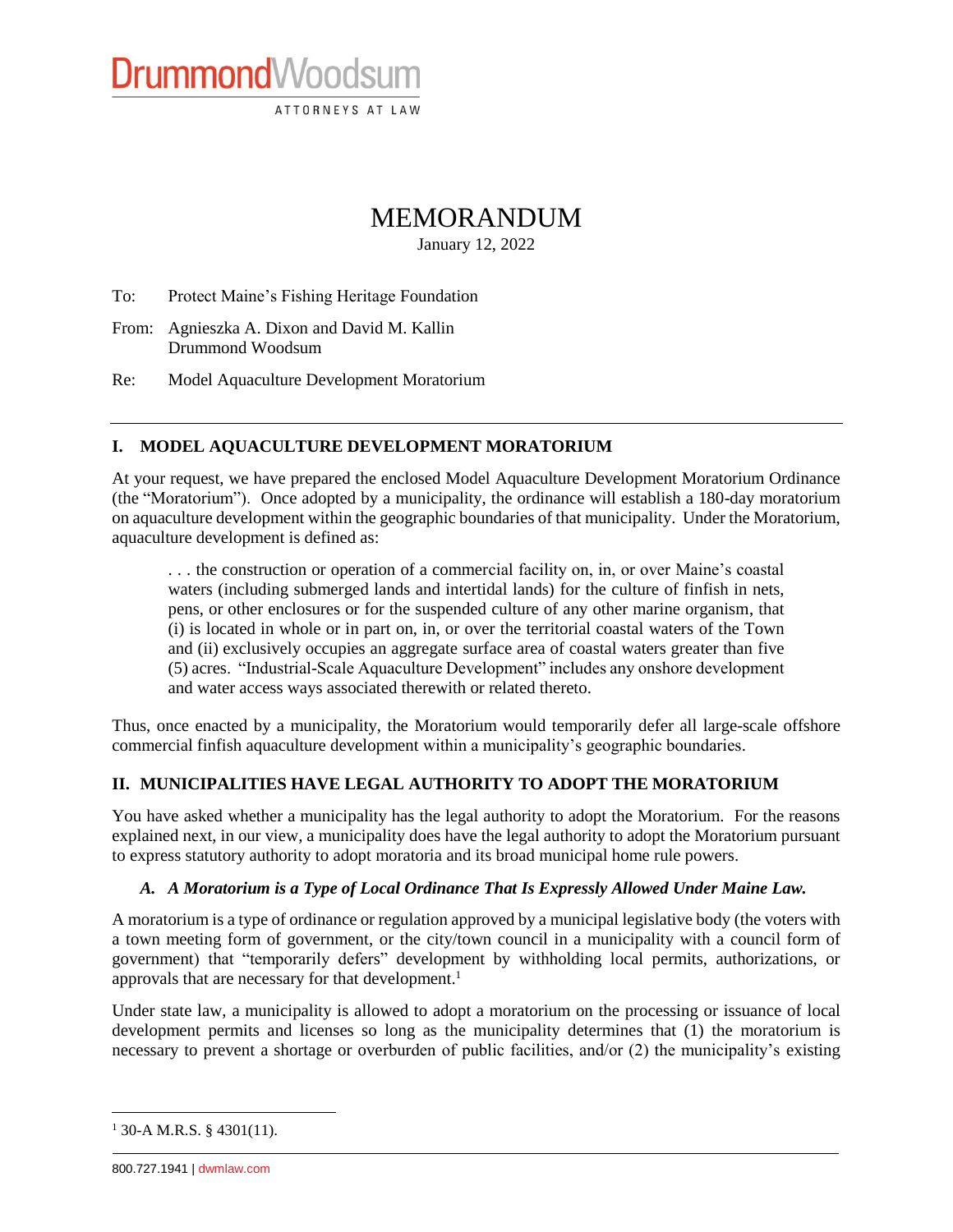# MEMORANDUM

January 12, 2022

To: Protect Maine's Fishing Heritage Foundation

From: Agnieszka A. Dixon and David M. Kallin
Drummond Woodsum

Re: Model Aquaculture Development Moratorium

## I. MODEL AQUACULTURE DEVELOPMENT MORATORIUM

At your request, we have prepared the enclosed Model Aquaculture Development Moratorium Ordinance (the "Moratorium"). Once adopted by a municipality, the ordinance will establish a 180-day moratorium on aquaculture development within the geographic boundaries of that municipality. Under the Moratorium, aquaculture development is defined as:

> . . . the construction or operation of a commercial facility on, in, or over Maine's coastal waters (including submerged lands and intertidal lands) for the culture of finfish in nets, pens, or other enclosures or for the suspended culture of any other marine organism, that (i) is located in whole or in part on, in, or over the territorial coastal waters of the Town and (ii) exclusively occupies an aggregate surface area of coastal waters greater than five (5) acres. "Industrial-Scale Aquaculture Development" includes any onshore development and water access ways associated therewith or related thereto.

Thus, once enacted by a municipality, the Moratorium would temporarily defer all large-scale offshore commercial finfish aquaculture development within a municipality's geographic boundaries.

## II. MUNICIPALITIES HAVE LEGAL AUTHORITY TO ADOPT THE MORATORIUM

You have asked whether a municipality has the legal authority to adopt the Moratorium. For the reasons explained next, in our view, a municipality does have the legal authority to adopt the Moratorium pursuant to express statutory authority to adopt moratoria and its broad municipal home rule powers.

### *A. A Moratorium is a Type of Local Ordinance That Is Expressly Allowed Under Maine Law.*

A moratorium is a type of ordinance or regulation approved by a municipal legislative body (the voters with a town meeting form of government, or the city/town council in a municipality with a council form of government) that "temporarily defers" development by withholding local permits, authorizations, or approvals that are necessary for that development.[1]

Under state law, a municipality is allowed to adopt a moratorium on the processing or issuance of local development permits and licenses so long as the municipality determines that (1) the moratorium is necessary to prevent a shortage or overburden of public facilities, and/or (2) the municipality's existing

[1] 30-A M.R.S. § 4301(11).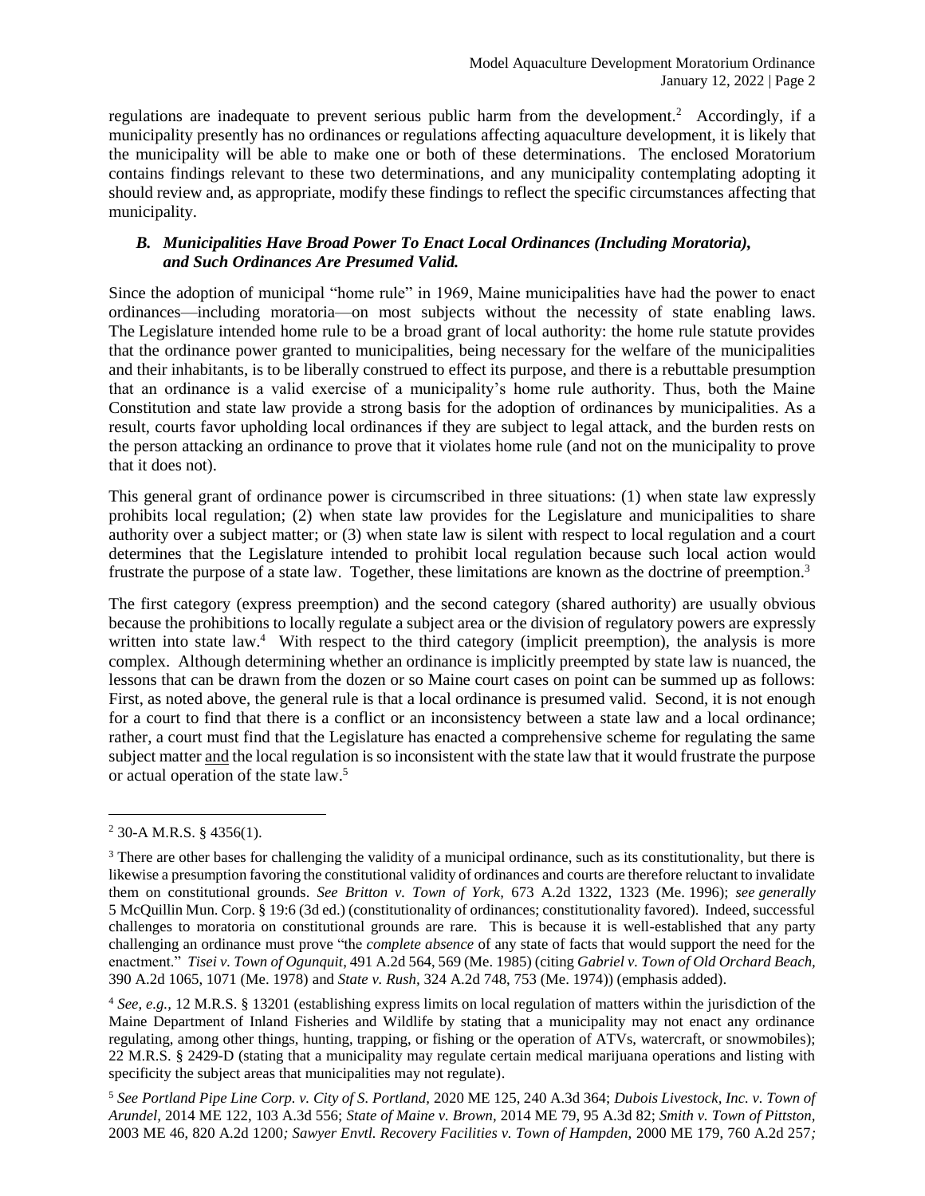regulations are inadequate to prevent serious public harm from the development.[2] Accordingly, if a municipality presently has no ordinances or regulations affecting aquaculture development, it is likely that the municipality will be able to make one or both of these determinations. The enclosed Moratorium contains findings relevant to these two determinations, and any municipality contemplating adopting it should review and, as appropriate, modify these findings to reflect the specific circumstances affecting that municipality.

### *B. Municipalities Have Broad Power To Enact Local Ordinances (Including Moratoria), and Such Ordinances Are Presumed Valid.*

Since the adoption of municipal "home rule" in 1969, Maine municipalities have had the power to enact ordinances—including moratoria—on most subjects without the necessity of state enabling laws. The Legislature intended home rule to be a broad grant of local authority: the home rule statute provides that the ordinance power granted to municipalities, being necessary for the welfare of the municipalities and their inhabitants, is to be liberally construed to effect its purpose, and there is a rebuttable presumption that an ordinance is a valid exercise of a municipality's home rule authority. Thus, both the Maine Constitution and state law provide a strong basis for the adoption of ordinances by municipalities. As a result, courts favor upholding local ordinances if they are subject to legal attack, and the burden rests on the person attacking an ordinance to prove that it violates home rule (and not on the municipality to prove that it does not).

This general grant of ordinance power is circumscribed in three situations: (1) when state law expressly prohibits local regulation; (2) when state law provides for the Legislature and municipalities to share authority over a subject matter; or (3) when state law is silent with respect to local regulation and a court determines that the Legislature intended to prohibit local regulation because such local action would frustrate the purpose of a state law. Together, these limitations are known as the doctrine of preemption.[3]

The first category (express preemption) and the second category (shared authority) are usually obvious because the prohibitions to locally regulate a subject area or the division of regulatory powers are expressly written into state law.[4] With respect to the third category (implicit preemption), the analysis is more complex. Although determining whether an ordinance is implicitly preempted by state law is nuanced, the lessons that can be drawn from the dozen or so Maine court cases on point can be summed up as follows: First, as noted above, the general rule is that a local ordinance is presumed valid. Second, it is not enough for a court to find that there is a conflict or an inconsistency between a state law and a local ordinance; rather, a court must find that the Legislature has enacted a comprehensive scheme for regulating the same subject matter <u>and</u> the local regulation is so inconsistent with the state law that it would frustrate the purpose or actual operation of the state law.[5]

---

[2] 30-A M.R.S. § 4356(1).

[3] There are other bases for challenging the validity of a municipal ordinance, such as its constitutionality, but there is likewise a presumption favoring the constitutional validity of ordinances and courts are therefore reluctant to invalidate them on constitutional grounds. *See Britton v. Town of York,* 673 A.2d 1322, 1323 (Me. 1996); *see generally* 5 McQuillin Mun. Corp. § 19:6 (3d ed.) (constitutionality of ordinances; constitutionality favored). Indeed, successful challenges to moratoria on constitutional grounds are rare. This is because it is well-established that any party challenging an ordinance must prove "the *complete absence* of any state of facts that would support the need for the enactment." *Tisei v. Town of Ogunquit*, 491 A.2d 564, 569 (Me. 1985) (citing *Gabriel v. Town of Old Orchard Beach,* 390 A.2d 1065, 1071 (Me. 1978) and *State v. Rush,* 324 A.2d 748, 753 (Me. 1974)) (emphasis added).

[4] *See, e.g.,* 12 M.R.S. § 13201 (establishing express limits on local regulation of matters within the jurisdiction of the Maine Department of Inland Fisheries and Wildlife by stating that a municipality may not enact any ordinance regulating, among other things, hunting, trapping, or fishing or the operation of ATVs, watercraft, or snowmobiles); 22 M.R.S. § 2429-D (stating that a municipality may regulate certain medical marijuana operations and listing with specificity the subject areas that municipalities may not regulate).

[5] *See Portland Pipe Line Corp. v. City of S. Portland,* 2020 ME 125, 240 A.3d 364; *Dubois Livestock, Inc. v. Town of Arundel,* 2014 ME 122, 103 A.3d 556; *State of Maine v. Brown,* 2014 ME 79, 95 A.3d 82; *Smith v. Town of Pittston,* 2003 ME 46, 820 A.2d 1200*; Sawyer Envtl. Recovery Facilities v. Town of Hampden,* 2000 ME 179, 760 A.2d 257*;*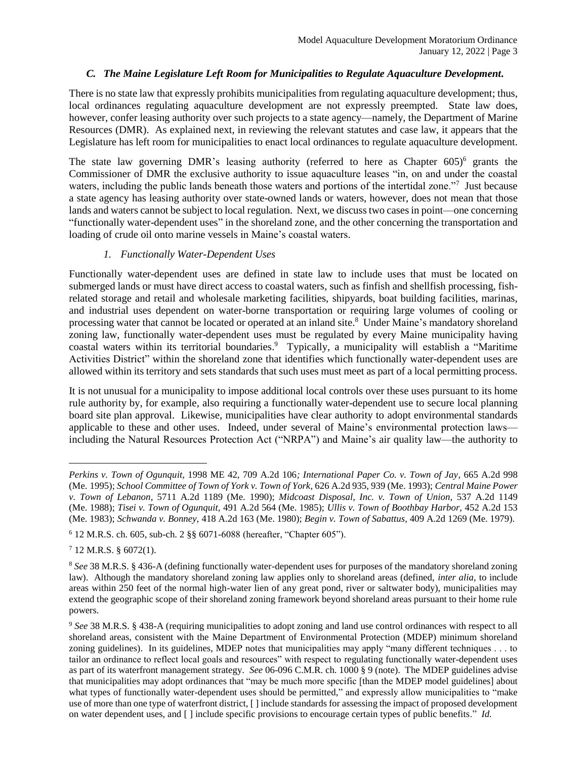### *C. The Maine Legislature Left Room for Municipalities to Regulate Aquaculture Development.*

There is no state law that expressly prohibits municipalities from regulating aquaculture development; thus, local ordinances regulating aquaculture development are not expressly preempted. State law does, however, confer leasing authority over such projects to a state agency—namely, the Department of Marine Resources (DMR). As explained next, in reviewing the relevant statutes and case law, it appears that the Legislature has left room for municipalities to enact local ordinances to regulate aquaculture development.

The state law governing DMR's leasing authority (referred to here as Chapter 605)[6] grants the Commissioner of DMR the exclusive authority to issue aquaculture leases "in, on and under the coastal waters, including the public lands beneath those waters and portions of the intertidal zone."[7] Just because a state agency has leasing authority over state-owned lands or waters, however, does not mean that those lands and waters cannot be subject to local regulation. Next, we discuss two cases in point—one concerning "functionally water-dependent uses" in the shoreland zone, and the other concerning the transportation and loading of crude oil onto marine vessels in Maine's coastal waters.

#### *1. Functionally Water-Dependent Uses*

Functionally water-dependent uses are defined in state law to include uses that must be located on submerged lands or must have direct access to coastal waters, such as finfish and shellfish processing, fish-related storage and retail and wholesale marketing facilities, shipyards, boat building facilities, marinas, and industrial uses dependent on water-borne transportation or requiring large volumes of cooling or processing water that cannot be located or operated at an inland site.[8] Under Maine's mandatory shoreland zoning law, functionally water-dependent uses must be regulated by every Maine municipality having coastal waters within its territorial boundaries.[9] Typically, a municipality will establish a "Maritime Activities District" within the shoreland zone that identifies which functionally water-dependent uses are allowed within its territory and sets standards that such uses must meet as part of a local permitting process.

It is not unusual for a municipality to impose additional local controls over these uses pursuant to its home rule authority by, for example, also requiring a functionally water-dependent use to secure local planning board site plan approval. Likewise, municipalities have clear authority to adopt environmental standards applicable to these and other uses. Indeed, under several of Maine's environmental protection laws—including the Natural Resources Protection Act ("NRPA") and Maine's air quality law—the authority to

---

*Perkins v. Town of Ogunquit*, 1998 ME 42, 709 A.2d 106*; International Paper Co. v. Town of Jay*, 665 A.2d 998 (Me. 1995); *School Committee of Town of York v. Town of York*, 626 A.2d 935, 939 (Me. 1993); *Central Maine Power v. Town of Lebanon*, 5711 A.2d 1189 (Me. 1990); *Midcoast Disposal, Inc. v. Town of Union,* 537 A.2d 1149 (Me. 1988); *Tisei v. Town of Ogunquit,* 491 A.2d 564 (Me. 1985); *Ullis v. Town of Boothbay Harbor*, 452 A.2d 153 (Me. 1983); *Schwanda v. Bonney,* 418 A.2d 163 (Me. 1980); *Begin v. Town of Sabattus,* 409 A.2d 1269 (Me. 1979).

[6] 12 M.R.S. ch. 605, sub-ch. 2 §§ 6071-6088 (hereafter, "Chapter 605").

[7] 12 M.R.S. § 6072(1).

[8] *See* 38 M.R.S. § 436-A (defining functionally water-dependent uses for purposes of the mandatory shoreland zoning law). Although the mandatory shoreland zoning law applies only to shoreland areas (defined, *inter alia*, to include areas within 250 feet of the normal high-water lien of any great pond, river or saltwater body), municipalities may extend the geographic scope of their shoreland zoning framework beyond shoreland areas pursuant to their home rule powers.

[9] *See* 38 M.R.S. § 438-A (requiring municipalities to adopt zoning and land use control ordinances with respect to all shoreland areas, consistent with the Maine Department of Environmental Protection (MDEP) minimum shoreland zoning guidelines). In its guidelines, MDEP notes that municipalities may apply "many different techniques . . . to tailor an ordinance to reflect local goals and resources" with respect to regulating functionally water-dependent uses as part of its waterfront management strategy. *See* 06-096 C.M.R. ch. 1000 § 9 (note). The MDEP guidelines advise that municipalities may adopt ordinances that "may be much more specific [than the MDEP model guidelines] about what types of functionally water-dependent uses should be permitted," and expressly allow municipalities to "make use of more than one type of waterfront district, [ ] include standards for assessing the impact of proposed development on water dependent uses, and [ ] include specific provisions to encourage certain types of public benefits." *Id.*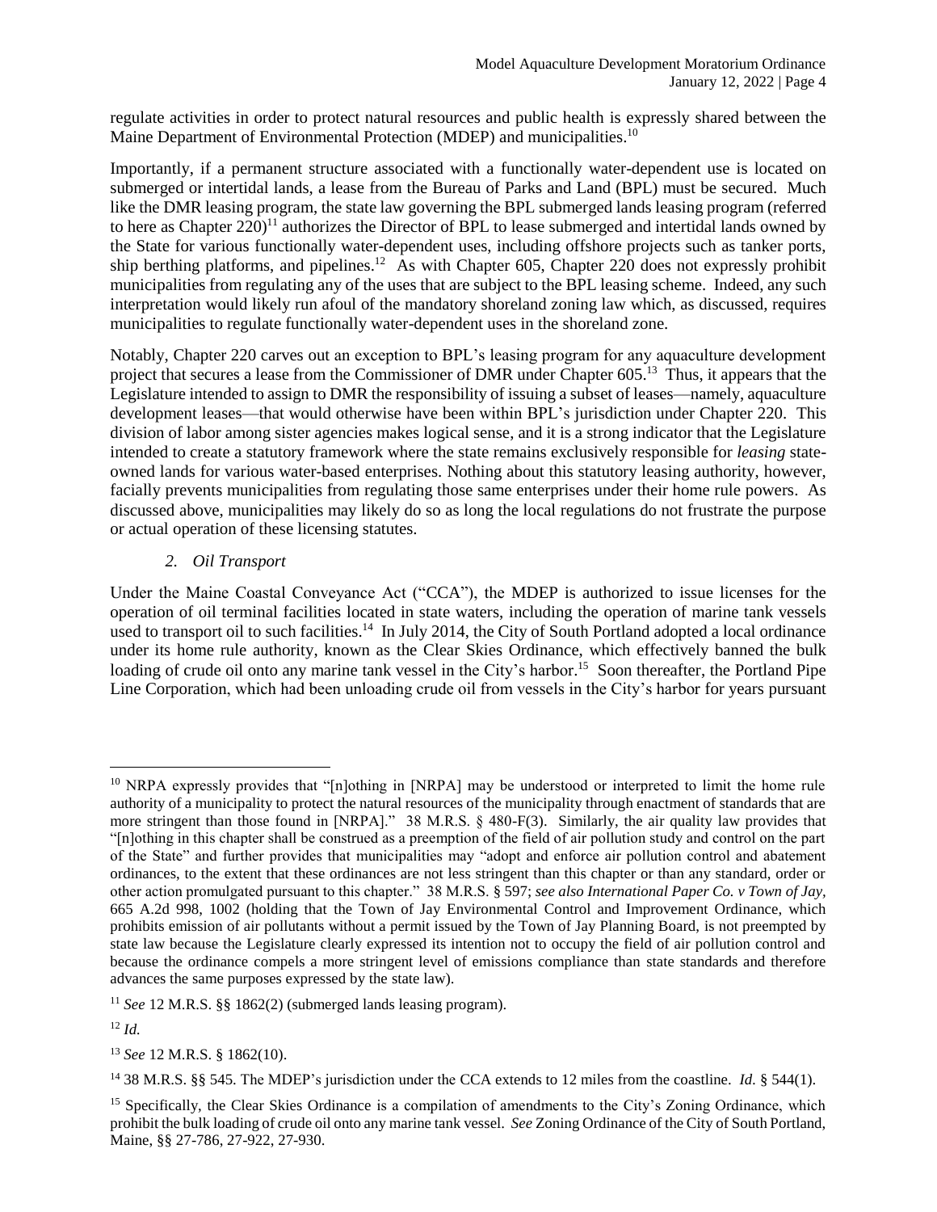regulate activities in order to protect natural resources and public health is expressly shared between the Maine Department of Environmental Protection (MDEP) and municipalities.[10]

Importantly, if a permanent structure associated with a functionally water-dependent use is located on submerged or intertidal lands, a lease from the Bureau of Parks and Land (BPL) must be secured. Much like the DMR leasing program, the state law governing the BPL submerged lands leasing program (referred to here as Chapter 220)[11] authorizes the Director of BPL to lease submerged and intertidal lands owned by the State for various functionally water-dependent uses, including offshore projects such as tanker ports, ship berthing platforms, and pipelines.[12] As with Chapter 605, Chapter 220 does not expressly prohibit municipalities from regulating any of the uses that are subject to the BPL leasing scheme. Indeed, any such interpretation would likely run afoul of the mandatory shoreland zoning law which, as discussed, requires municipalities to regulate functionally water-dependent uses in the shoreland zone.

Notably, Chapter 220 carves out an exception to BPL's leasing program for any aquaculture development project that secures a lease from the Commissioner of DMR under Chapter 605.[13] Thus, it appears that the Legislature intended to assign to DMR the responsibility of issuing a subset of leases—namely, aquaculture development leases—that would otherwise have been within BPL's jurisdiction under Chapter 220. This division of labor among sister agencies makes logical sense, and it is a strong indicator that the Legislature intended to create a statutory framework where the state remains exclusively responsible for *leasing* state-owned lands for various water-based enterprises. Nothing about this statutory leasing authority, however, facially prevents municipalities from regulating those same enterprises under their home rule powers. As discussed above, municipalities may likely do so as long the local regulations do not frustrate the purpose or actual operation of these licensing statutes.

### *2. Oil Transport*

Under the Maine Coastal Conveyance Act ("CCA"), the MDEP is authorized to issue licenses for the operation of oil terminal facilities located in state waters, including the operation of marine tank vessels used to transport oil to such facilities.[14] In July 2014, the City of South Portland adopted a local ordinance under its home rule authority, known as the Clear Skies Ordinance, which effectively banned the bulk loading of crude oil onto any marine tank vessel in the City's harbor.[15] Soon thereafter, the Portland Pipe Line Corporation, which had been unloading crude oil from vessels in the City's harbor for years pursuant

---

[10] NRPA expressly provides that "[n]othing in [NRPA] may be understood or interpreted to limit the home rule authority of a municipality to protect the natural resources of the municipality through enactment of standards that are more stringent than those found in [NRPA]." 38 M.R.S. § 480-F(3). Similarly, the air quality law provides that "[n]othing in this chapter shall be construed as a preemption of the field of air pollution study and control on the part of the State" and further provides that municipalities may "adopt and enforce air pollution control and abatement ordinances, to the extent that these ordinances are not less stringent than this chapter or than any standard, order or other action promulgated pursuant to this chapter." 38 M.R.S. § 597; *see also International Paper Co. v Town of Jay*, 665 A.2d 998, 1002 (holding that the Town of Jay Environmental Control and Improvement Ordinance, which prohibits emission of air pollutants without a permit issued by the Town of Jay Planning Board, is not preempted by state law because the Legislature clearly expressed its intention not to occupy the field of air pollution control and because the ordinance compels a more stringent level of emissions compliance than state standards and therefore advances the same purposes expressed by the state law).

[11] *See* 12 M.R.S. §§ 1862(2) (submerged lands leasing program).

[12] *Id.*

[13] *See* 12 M.R.S. § 1862(10).

[14] 38 M.R.S. §§ 545. The MDEP's jurisdiction under the CCA extends to 12 miles from the coastline. *Id.* § 544(1).

[15] Specifically, the Clear Skies Ordinance is a compilation of amendments to the City's Zoning Ordinance, which prohibit the bulk loading of crude oil onto any marine tank vessel. *See* Zoning Ordinance of the City of South Portland, Maine, §§ 27-786, 27-922, 27-930.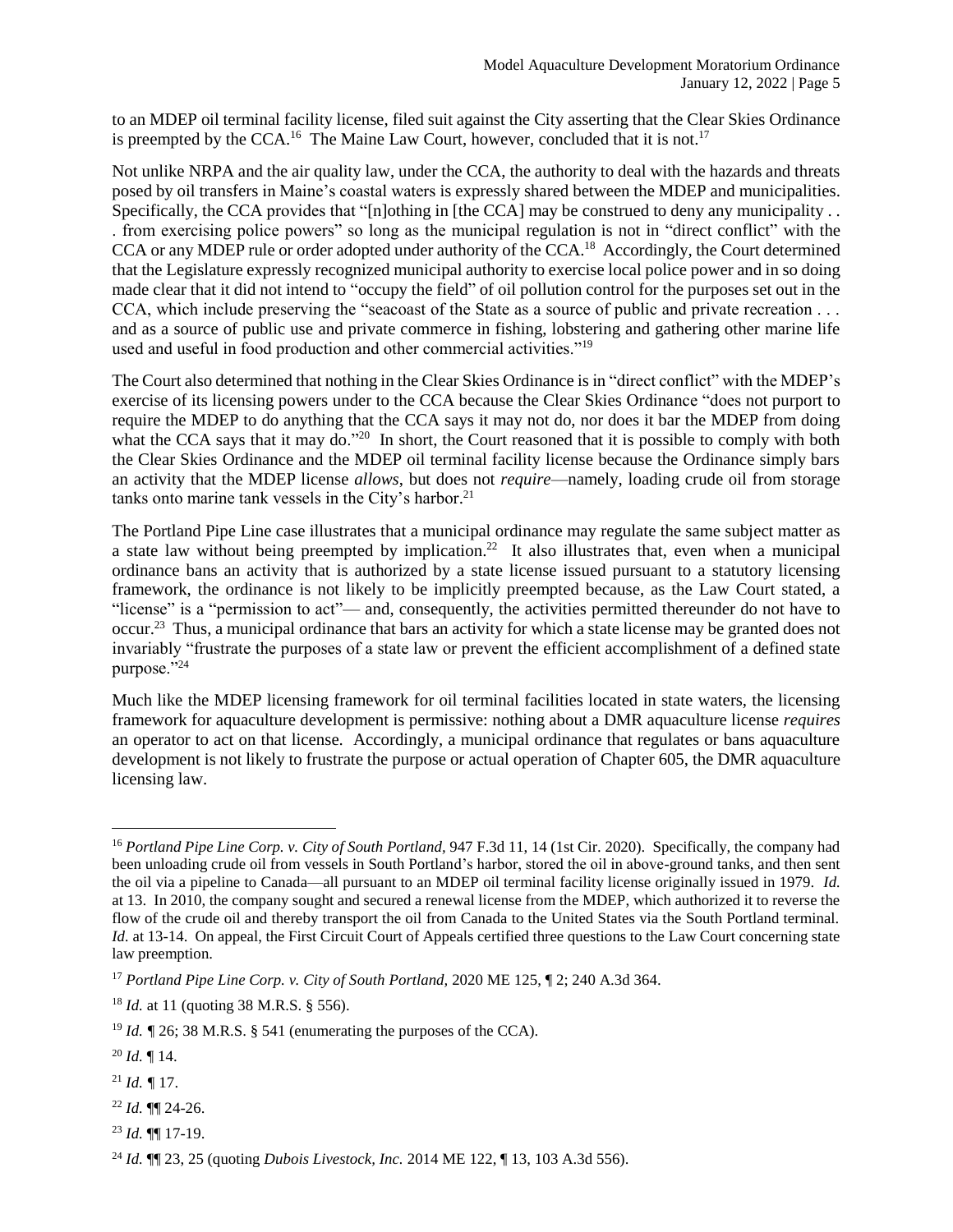to an MDEP oil terminal facility license, filed suit against the City asserting that the Clear Skies Ordinance is preempted by the CCA.[16] The Maine Law Court, however, concluded that it is not.[17]

Not unlike NRPA and the air quality law, under the CCA, the authority to deal with the hazards and threats posed by oil transfers in Maine's coastal waters is expressly shared between the MDEP and municipalities. Specifically, the CCA provides that "[n]othing in [the CCA] may be construed to deny any municipality . . . from exercising police powers" so long as the municipal regulation is not in "direct conflict" with the CCA or any MDEP rule or order adopted under authority of the CCA.[18] Accordingly, the Court determined that the Legislature expressly recognized municipal authority to exercise local police power and in so doing made clear that it did not intend to "occupy the field" of oil pollution control for the purposes set out in the CCA, which include preserving the "seacoast of the State as a source of public and private recreation . . . and as a source of public use and private commerce in fishing, lobstering and gathering other marine life used and useful in food production and other commercial activities."[19]

The Court also determined that nothing in the Clear Skies Ordinance is in "direct conflict" with the MDEP's exercise of its licensing powers under to the CCA because the Clear Skies Ordinance "does not purport to require the MDEP to do anything that the CCA says it may not do, nor does it bar the MDEP from doing what the CCA says that it may do."[20] In short, the Court reasoned that it is possible to comply with both the Clear Skies Ordinance and the MDEP oil terminal facility license because the Ordinance simply bars an activity that the MDEP license *allows*, but does not *require*—namely, loading crude oil from storage tanks onto marine tank vessels in the City's harbor.[21]

The Portland Pipe Line case illustrates that a municipal ordinance may regulate the same subject matter as a state law without being preempted by implication.[22] It also illustrates that, even when a municipal ordinance bans an activity that is authorized by a state license issued pursuant to a statutory licensing framework, the ordinance is not likely to be implicitly preempted because, as the Law Court stated, a "license" is a "permission to act"— and, consequently, the activities permitted thereunder do not have to occur.[23] Thus, a municipal ordinance that bars an activity for which a state license may be granted does not invariably "frustrate the purposes of a state law or prevent the efficient accomplishment of a defined state purpose."[24]

Much like the MDEP licensing framework for oil terminal facilities located in state waters, the licensing framework for aquaculture development is permissive: nothing about a DMR aquaculture license *requires* an operator to act on that license. Accordingly, a municipal ordinance that regulates or bans aquaculture development is not likely to frustrate the purpose or actual operation of Chapter 605, the DMR aquaculture licensing law.

---

[16] *Portland Pipe Line Corp. v. City of South Portland*, 947 F.3d 11, 14 (1st Cir. 2020). Specifically, the company had been unloading crude oil from vessels in South Portland's harbor, stored the oil in above-ground tanks, and then sent the oil via a pipeline to Canada—all pursuant to an MDEP oil terminal facility license originally issued in 1979. *Id.* at 13. In 2010, the company sought and secured a renewal license from the MDEP, which authorized it to reverse the flow of the crude oil and thereby transport the oil from Canada to the United States via the South Portland terminal. *Id.* at 13-14. On appeal, the First Circuit Court of Appeals certified three questions to the Law Court concerning state law preemption.

[17] *Portland Pipe Line Corp. v. City of South Portland,* 2020 ME 125, ¶ 2; 240 A.3d 364.

[18] *Id.* at 11 (quoting 38 M.R.S. § 556).

[19] *Id.* ¶ 26; 38 M.R.S. § 541 (enumerating the purposes of the CCA).

[20] *Id.* ¶ 14.

[21] *Id.* ¶ 17.

[22] *Id.* ¶¶ 24-26.

[23] *Id.* ¶¶ 17-19.

[24] *Id.* ¶¶ 23, 25 (quoting *Dubois Livestock, Inc.* 2014 ME 122, ¶ 13, 103 A.3d 556).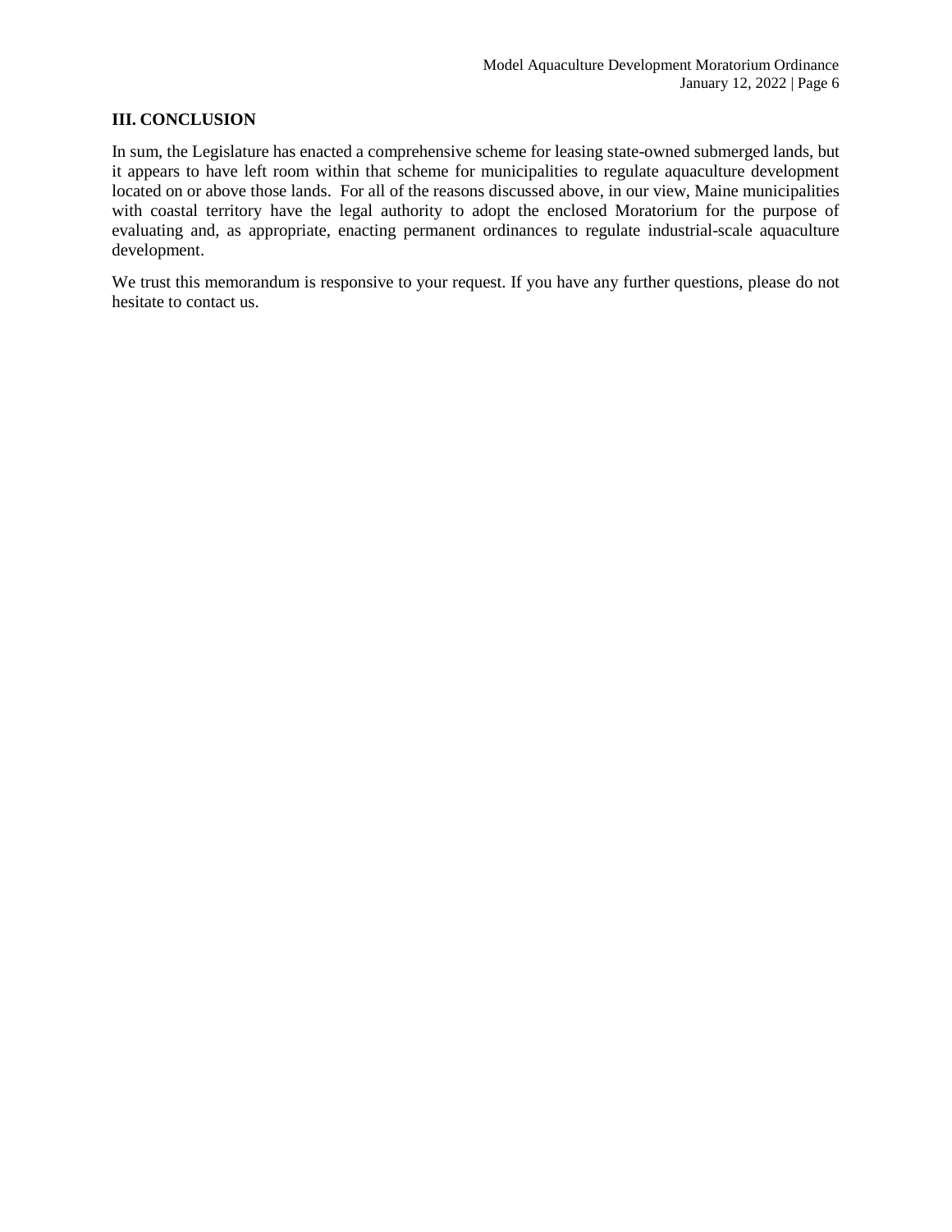## III. CONCLUSION

In sum, the Legislature has enacted a comprehensive scheme for leasing state-owned submerged lands, but it appears to have left room within that scheme for municipalities to regulate aquaculture development located on or above those lands. For all of the reasons discussed above, in our view, Maine municipalities with coastal territory have the legal authority to adopt the enclosed Moratorium for the purpose of evaluating and, as appropriate, enacting permanent ordinances to regulate industrial-scale aquaculture development.

We trust this memorandum is responsive to your request. If you have any further questions, please do not hesitate to contact us.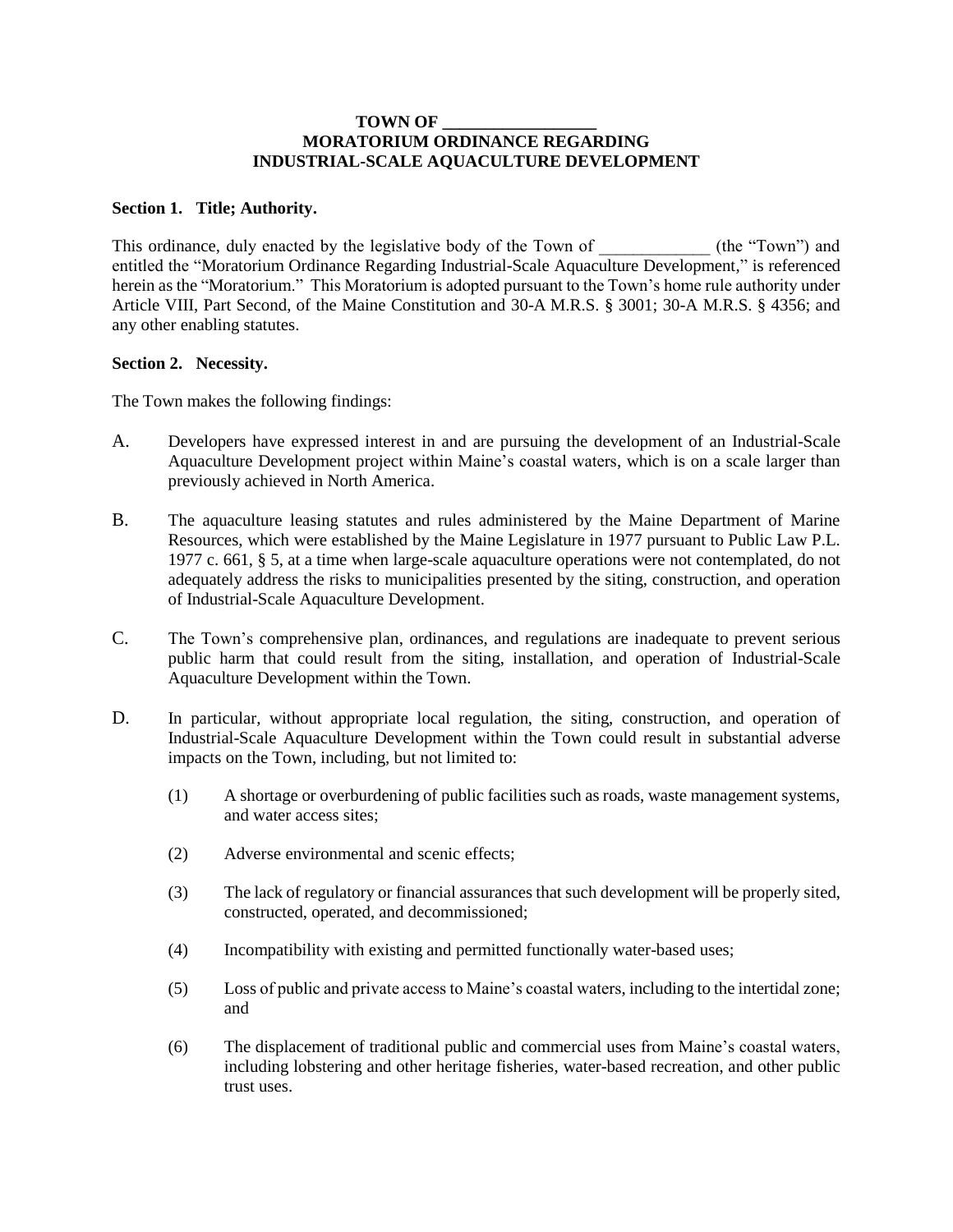# TOWN OF __________________
# MORATORIUM ORDINANCE REGARDING INDUSTRIAL-SCALE AQUACULTURE DEVELOPMENT

**Section 1. Title; Authority.**

This ordinance, duly enacted by the legislative body of the Town of _____________ (the "Town") and entitled the "Moratorium Ordinance Regarding Industrial-Scale Aquaculture Development," is referenced herein as the "Moratorium." This Moratorium is adopted pursuant to the Town's home rule authority under Article VIII, Part Second, of the Maine Constitution and 30-A M.R.S. § 3001; 30-A M.R.S. § 4356; and any other enabling statutes.

**Section 2. Necessity.**

The Town makes the following findings:

A. Developers have expressed interest in and are pursuing the development of an Industrial-Scale Aquaculture Development project within Maine's coastal waters, which is on a scale larger than previously achieved in North America.

B. The aquaculture leasing statutes and rules administered by the Maine Department of Marine Resources, which were established by the Maine Legislature in 1977 pursuant to Public Law P.L. 1977 c. 661, § 5, at a time when large-scale aquaculture operations were not contemplated, do not adequately address the risks to municipalities presented by the siting, construction, and operation of Industrial-Scale Aquaculture Development.

C. The Town's comprehensive plan, ordinances, and regulations are inadequate to prevent serious public harm that could result from the siting, installation, and operation of Industrial-Scale Aquaculture Development within the Town.

D. In particular, without appropriate local regulation, the siting, construction, and operation of Industrial-Scale Aquaculture Development within the Town could result in substantial adverse impacts on the Town, including, but not limited to:

(1) A shortage or overburdening of public facilities such as roads, waste management systems, and water access sites;

(2) Adverse environmental and scenic effects;

(3) The lack of regulatory or financial assurances that such development will be properly sited, constructed, operated, and decommissioned;

(4) Incompatibility with existing and permitted functionally water-based uses;

(5) Loss of public and private access to Maine's coastal waters, including to the intertidal zone; and

(6) The displacement of traditional public and commercial uses from Maine's coastal waters, including lobstering and other heritage fisheries, water-based recreation, and other public trust uses.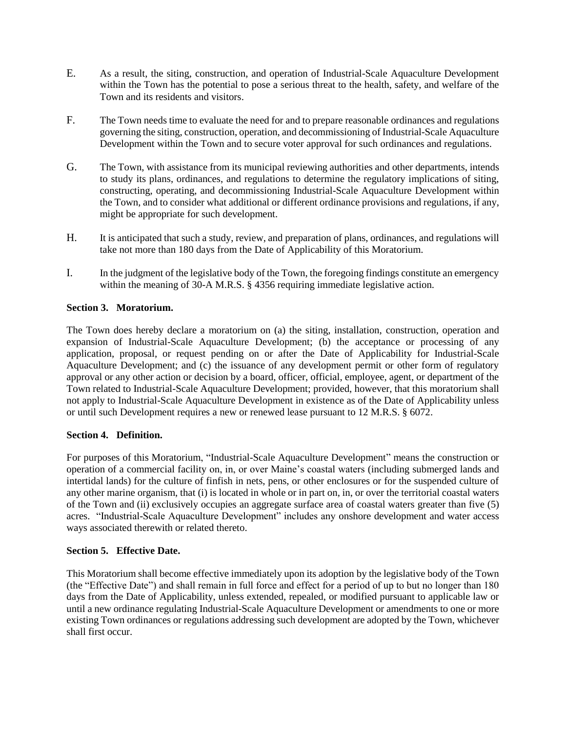E. As a result, the siting, construction, and operation of Industrial-Scale Aquaculture Development within the Town has the potential to pose a serious threat to the health, safety, and welfare of the Town and its residents and visitors.

F. The Town needs time to evaluate the need for and to prepare reasonable ordinances and regulations governing the siting, construction, operation, and decommissioning of Industrial-Scale Aquaculture Development within the Town and to secure voter approval for such ordinances and regulations.

G. The Town, with assistance from its municipal reviewing authorities and other departments, intends to study its plans, ordinances, and regulations to determine the regulatory implications of siting, constructing, operating, and decommissioning Industrial-Scale Aquaculture Development within the Town, and to consider what additional or different ordinance provisions and regulations, if any, might be appropriate for such development.

H. It is anticipated that such a study, review, and preparation of plans, ordinances, and regulations will take not more than 180 days from the Date of Applicability of this Moratorium.

I. In the judgment of the legislative body of the Town, the foregoing findings constitute an emergency within the meaning of 30-A M.R.S. § 4356 requiring immediate legislative action.

**Section 3. Moratorium.**

The Town does hereby declare a moratorium on (a) the siting, installation, construction, operation and expansion of Industrial-Scale Aquaculture Development; (b) the acceptance or processing of any application, proposal, or request pending on or after the Date of Applicability for Industrial-Scale Aquaculture Development; and (c) the issuance of any development permit or other form of regulatory approval or any other action or decision by a board, officer, official, employee, agent, or department of the Town related to Industrial-Scale Aquaculture Development; provided, however, that this moratorium shall not apply to Industrial-Scale Aquaculture Development in existence as of the Date of Applicability unless or until such Development requires a new or renewed lease pursuant to 12 M.R.S. § 6072.

**Section 4. Definition.**

For purposes of this Moratorium, "Industrial-Scale Aquaculture Development" means the construction or operation of a commercial facility on, in, or over Maine's coastal waters (including submerged lands and intertidal lands) for the culture of finfish in nets, pens, or other enclosures or for the suspended culture of any other marine organism, that (i) is located in whole or in part on, in, or over the territorial coastal waters of the Town and (ii) exclusively occupies an aggregate surface area of coastal waters greater than five (5) acres. "Industrial-Scale Aquaculture Development" includes any onshore development and water access ways associated therewith or related thereto.

**Section 5. Effective Date.**

This Moratorium shall become effective immediately upon its adoption by the legislative body of the Town (the "Effective Date") and shall remain in full force and effect for a period of up to but no longer than 180 days from the Date of Applicability, unless extended, repealed, or modified pursuant to applicable law or until a new ordinance regulating Industrial-Scale Aquaculture Development or amendments to one or more existing Town ordinances or regulations addressing such development are adopted by the Town, whichever shall first occur.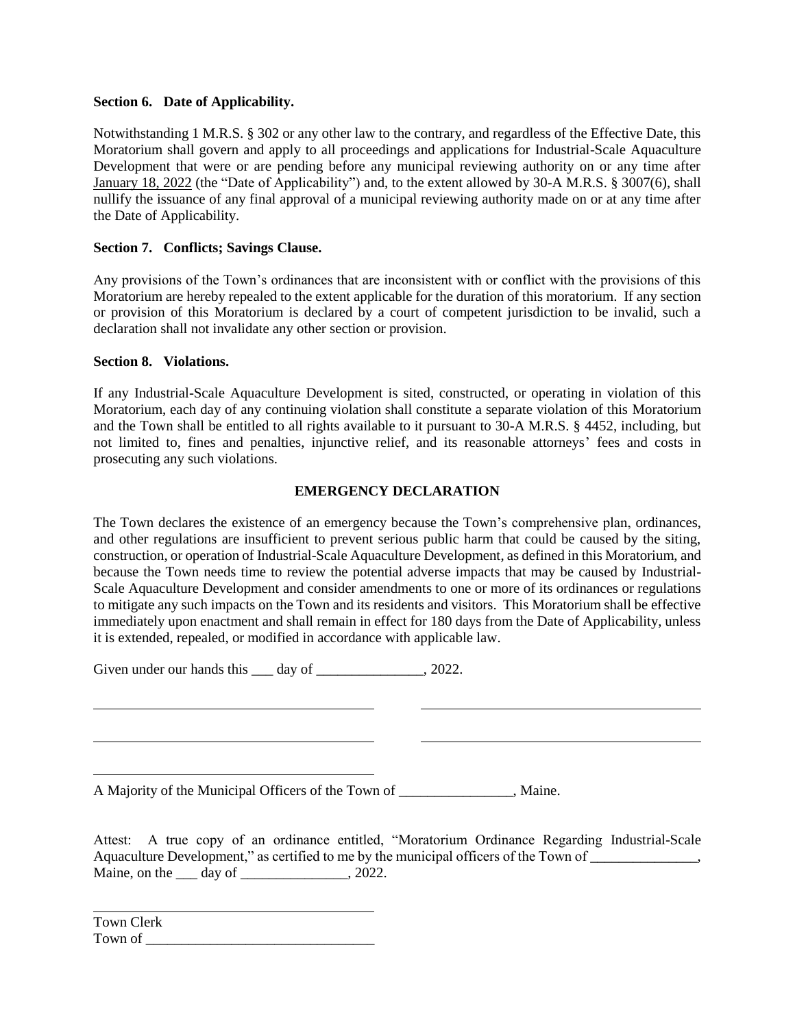**Section 6. Date of Applicability.**

Notwithstanding 1 M.R.S. § 302 or any other law to the contrary, and regardless of the Effective Date, this Moratorium shall govern and apply to all proceedings and applications for Industrial-Scale Aquaculture Development that were or are pending before any municipal reviewing authority on or any time after January 18, 2022 (the "Date of Applicability") and, to the extent allowed by 30-A M.R.S. § 3007(6), shall nullify the issuance of any final approval of a municipal reviewing authority made on or at any time after the Date of Applicability.

**Section 7. Conflicts; Savings Clause.**

Any provisions of the Town's ordinances that are inconsistent with or conflict with the provisions of this Moratorium are hereby repealed to the extent applicable for the duration of this moratorium. If any section or provision of this Moratorium is declared by a court of competent jurisdiction to be invalid, such a declaration shall not invalidate any other section or provision.

**Section 8. Violations.**

If any Industrial-Scale Aquaculture Development is sited, constructed, or operating in violation of this Moratorium, each day of any continuing violation shall constitute a separate violation of this Moratorium and the Town shall be entitled to all rights available to it pursuant to 30-A M.R.S. § 4452, including, but not limited to, fines and penalties, injunctive relief, and its reasonable attorneys' fees and costs in prosecuting any such violations.

**EMERGENCY DECLARATION**

The Town declares the existence of an emergency because the Town's comprehensive plan, ordinances, and other regulations are insufficient to prevent serious public harm that could be caused by the siting, construction, or operation of Industrial-Scale Aquaculture Development, as defined in this Moratorium, and because the Town needs time to review the potential adverse impacts that may be caused by Industrial-Scale Aquaculture Development and consider amendments to one or more of its ordinances or regulations to mitigate any such impacts on the Town and its residents and visitors. This Moratorium shall be effective immediately upon enactment and shall remain in effect for 180 days from the Date of Applicability, unless it is extended, repealed, or modified in accordance with applicable law.

Given under our hands this ___ day of _______________, 2022.

_______________________________________ _______________________________________

_______________________________________ _______________________________________

_______________________________________

A Majority of the Municipal Officers of the Town of ________________, Maine.

Attest: A true copy of an ordinance entitled, "Moratorium Ordinance Regarding Industrial-Scale Aquaculture Development," as certified to me by the municipal officers of the Town of _______________, Maine, on the ___ day of _______________, 2022.

_______________________________________

Town Clerk
Town of ________________________________